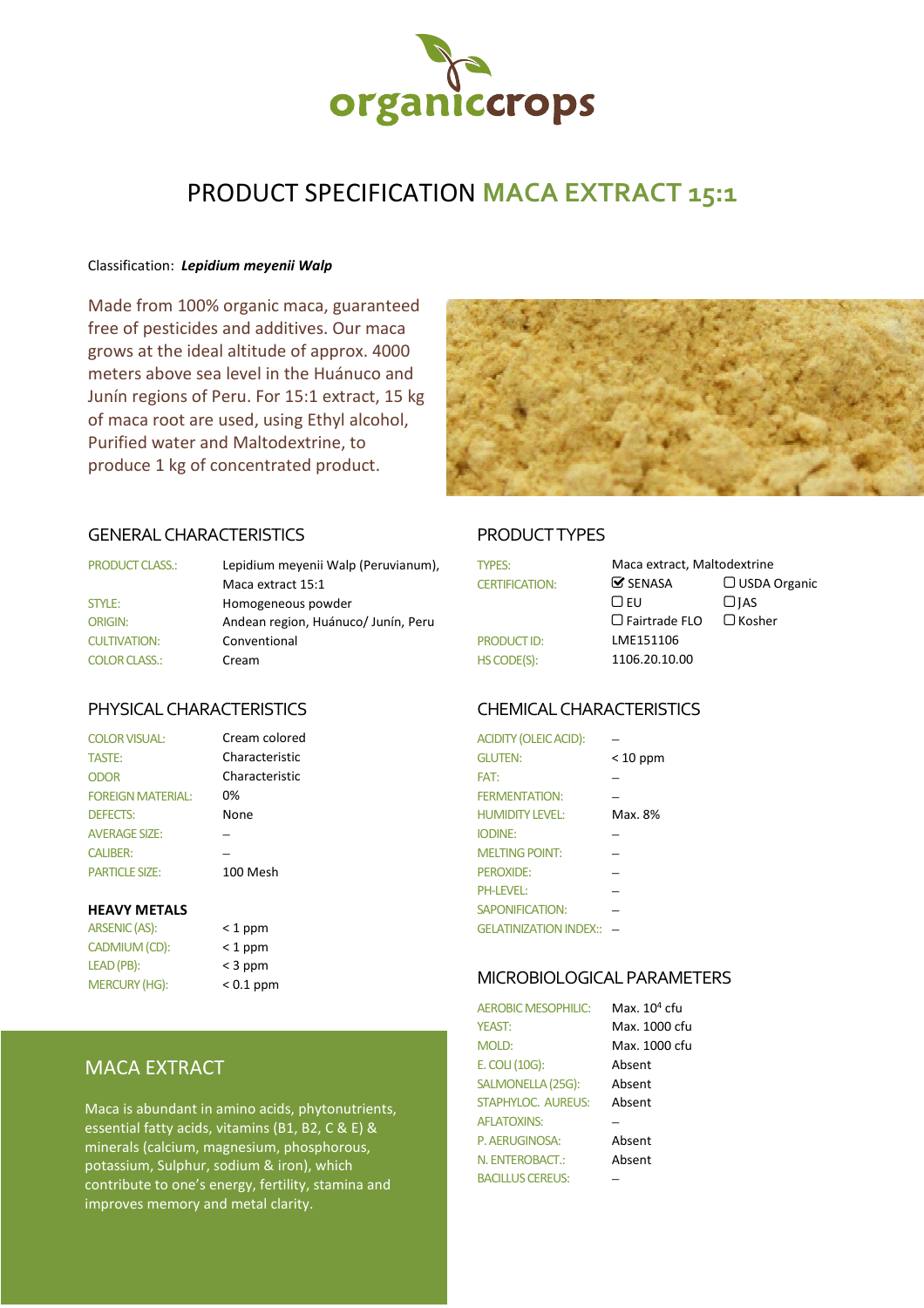organiccrops

# PRODUCT SPECIFICATION MACA EXTRACT 15:1

Classification: ***Lepidium meyenii Walp***

Made from 100% organic maca, guaranteed free of pesticides and additives. Our maca grows at the ideal altitude of approx. 4000 meters above sea level in the Huánuco and Junín regions of Peru. For 15:1 extract, 15 kg of maca root are used, using Ethyl alcohol, Purified water and Maltodextrine, to produce 1 kg of concentrated product.

## GENERAL CHARACTERISTICS

| | |
|---|---|
| PRODUCT CLASS.: | Lepidium meyenii Walp (Peruvianum), Maca extract 15:1 |
| STYLE: | Homogeneous powder |
| ORIGIN: | Andean region, Huánuco/ Junín, Peru |
| CULTIVATION: | Conventional |
| COLOR CLASS.: | Cream |

## PRODUCT TYPES

| | | |
|---|---|---|
| TYPES: | Maca extract, Maltodextrine | |
| CERTIFICATION: | ☑ SENASA | ☐ USDA Organic |
| | ☐ EU | ☐ JAS |
| | ☐ Fairtrade FLO | ☐ Kosher |
| PRODUCT ID: | LME151106 | |
| HS CODE(S): | 1106.20.10.00 | |

## PHYSICAL CHARACTERISTICS

| | |
|---|---|
| COLOR VISUAL: | Cream colored |
| TASTE: | Characteristic |
| ODOR | Characteristic |
| FOREIGN MATERIAL: | 0% |
| DEFECTS: | None |
| AVERAGE SIZE: | – |
| CALIBER: | – |
| PARTICLE SIZE: | 100 Mesh |

### HEAVY METALS

| | |
|---|---|
| ARSENIC (AS): | < 1 ppm |
| CADMIUM (CD): | < 1 ppm |
| LEAD (PB): | < 3 ppm |
| MERCURY (HG): | < 0.1 ppm |

## CHEMICAL CHARACTERISTICS

| | |
|---|---|
| ACIDITY (OLEIC ACID): | – |
| GLUTEN: | < 10 ppm |
| FAT: | – |
| FERMENTATION: | – |
| HUMIDITY LEVEL: | Max. 8% |
| IODINE: | – |
| MELTING POINT: | – |
| PEROXIDE: | – |
| PH-LEVEL: | – |
| SAPONIFICATION: | – |
| GELATINIZATION INDEX:: | – |

## MICROBIOLOGICAL PARAMETERS

| | |
|---|---|
| AEROBIC MESOPHILIC: | Max. $10^4$ cfu |
| YEAST: | Max. 1000 cfu |
| MOLD: | Max. 1000 cfu |
| E. COLI (10G): | Absent |
| SALMONELLA (25G): | Absent |
| STAPHYLOC. AUREUS: | Absent |
| AFLATOXINS: | – |
| P. AERUGINOSA: | Absent |
| N. ENTEROBACT.: | Absent |
| BACILLUS CEREUS: | – |

## MACA EXTRACT

Maca is abundant in amino acids, phytonutrients, essential fatty acids, vitamins (B1, B2, C & E) & minerals (calcium, magnesium, phosphorous, potassium, Sulphur, sodium & iron), which contribute to one's energy, fertility, stamina and improves memory and metal clarity.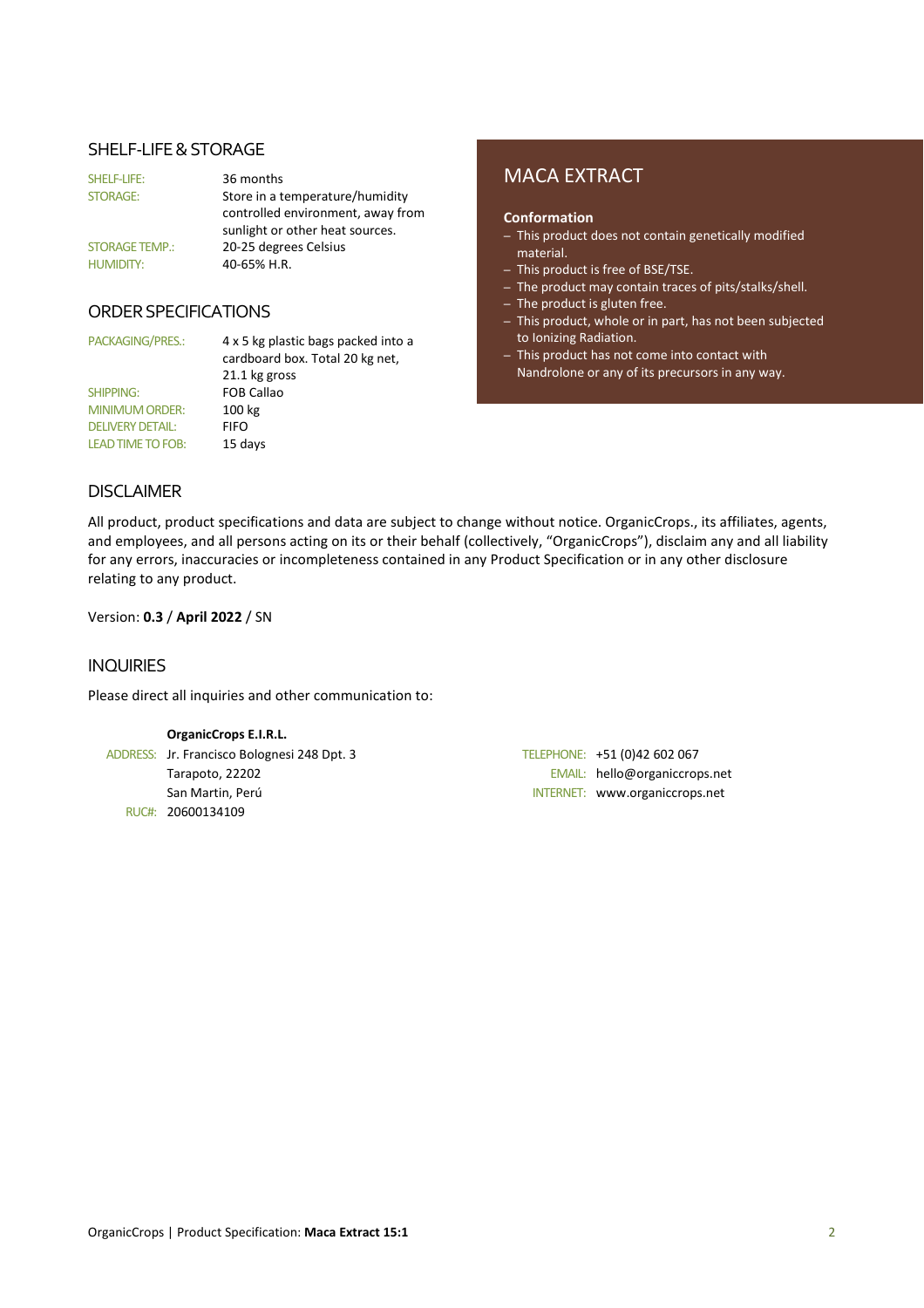## SHELF-LIFE & STORAGE

| | |
|---|---|
| SHELF-LIFE: | 36 months |
| STORAGE: | Store in a temperature/humidity controlled environment, away from sunlight or other heat sources. |
| STORAGE TEMP.: | 20-25 degrees Celsius |
| HUMIDITY: | 40-65% H.R. |

## ORDER SPECIFICATIONS

| | |
|---|---|
| PACKAGING/PRES.: | 4 x 5 kg plastic bags packed into a cardboard box. Total 20 kg net, 21.1 kg gross |
| SHIPPING: | FOB Callao |
| MINIMUM ORDER: | 100 kg |
| DELIVERY DETAIL: | FIFO |
| LEAD TIME TO FOB: | 15 days |

## MACA EXTRACT

**Conformation**

- This product does not contain genetically modified material.
- This product is free of BSE/TSE.
- The product may contain traces of pits/stalks/shell.
- The product is gluten free.
- This product, whole or in part, has not been subjected to Ionizing Radiation.
- This product has not come into contact with Nandrolone or any of its precursors in any way.

## DISCLAIMER

All product, product specifications and data are subject to change without notice. OrganicCrops., its affiliates, agents, and employees, and all persons acting on its or their behalf (collectively, "OrganicCrops"), disclaim any and all liability for any errors, inaccuracies or incompleteness contained in any Product Specification or in any other disclosure relating to any product.

Version: **0.3** / **April 2022** / SN

## INQUIRIES

Please direct all inquiries and other communication to:

**OrganicCrops E.I.R.L.**

ADDRESS: Jr. Francisco Bolognesi 248 Dpt. 3
Tarapoto, 22202
San Martin, Perú

RUC#: 20600134109

TELEPHONE: +51 (0)42 602 067
EMAIL: hello@organiccrops.net
INTERNET: www.organiccrops.net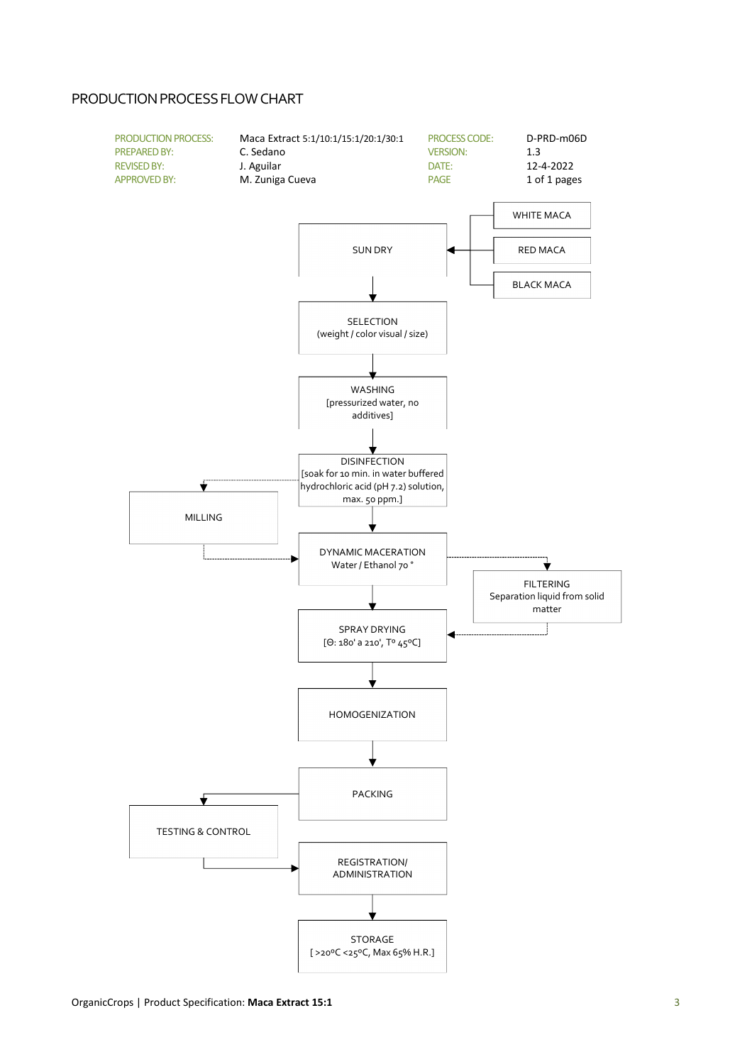# PRODUCTION PROCESS FLOW CHART

| | | | |
|---|---|---|---|
| PRODUCTION PROCESS: | Maca Extract 5:1/10:1/15:1/20:1/30:1 | PROCESS CODE: | D-PRD-m06D |
| PREPARED BY: | C. Sedano | VERSION: | 1.3 |
| REVISED BY: | J. Aguilar | DATE: | 12-4-2022 |
| APPROVED BY: | M. Zuniga Cueva | PAGE | 1 of 1 pages |

WHITE MACA

RED MACA

BLACK MACA

SUN DRY

SELECTION
(weight / color visual / size)

WASHING
[pressurized water, no additives]

DISINFECTION
[soak for 10 min. in water buffered hydrochloric acid (pH 7.2) solution, max. 50 ppm.]

MILLING

DYNAMIC MACERATION
Water / Ethanol 70 °

FILTERING
Separation liquid from solid matter

SPRAY DRYING
[Θ: 180' a 210', T° 45°C]

HOMOGENIZATION

PACKING

TESTING & CONTROL

REGISTRATION/ ADMINISTRATION

STORAGE
[ >20°C <25°C, Max 65% H.R.]

OrganicCrops | Product Specification: **Maca Extract 15:1**